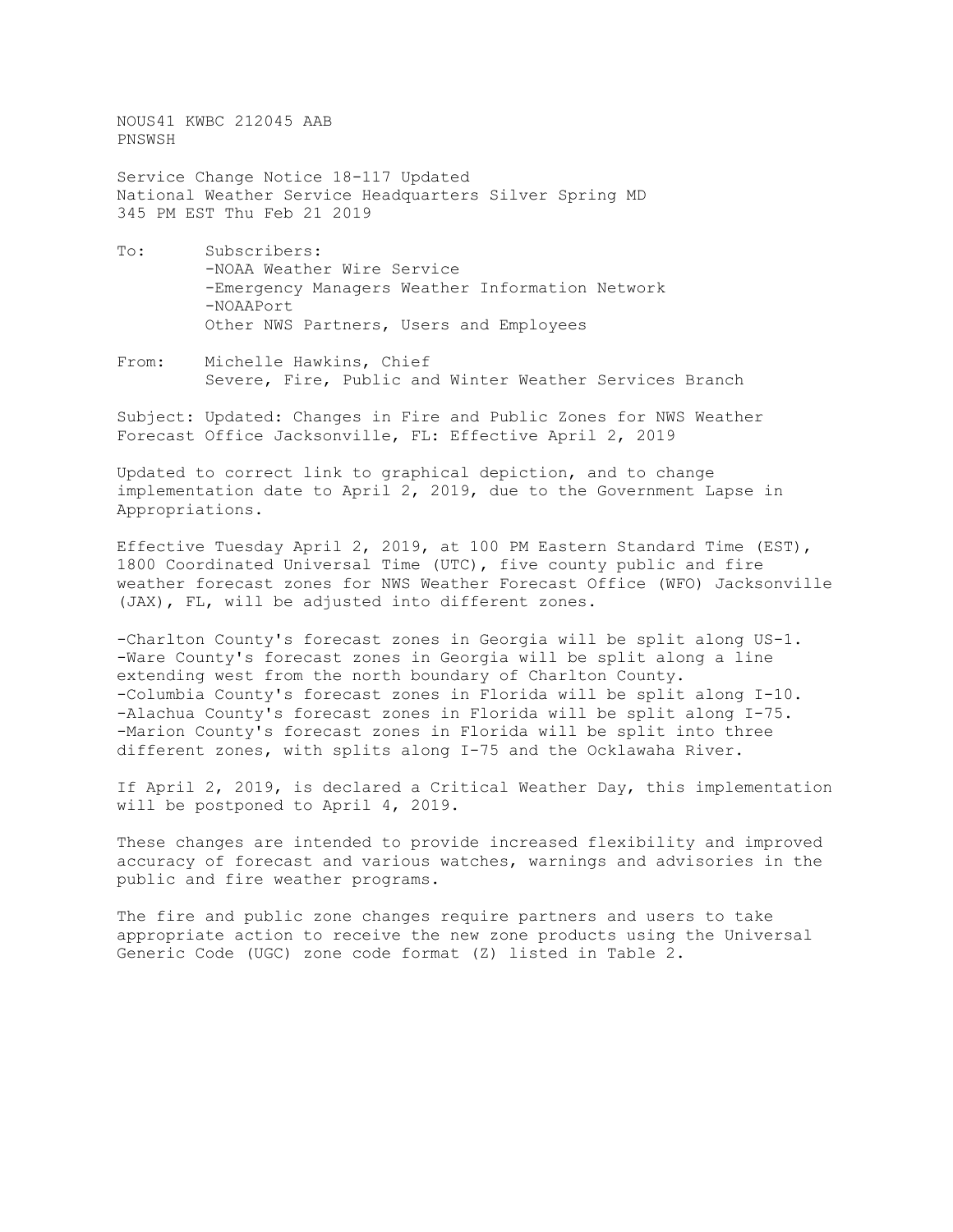NOUS41 KWBC 212045 AAB
PNSWSH

Service Change Notice 18-117 Updated
National Weather Service Headquarters Silver Spring MD
345 PM EST Thu Feb 21 2019

To: Subscribers:
-NOAA Weather Wire Service
-Emergency Managers Weather Information Network
-NOAAPort
Other NWS Partners, Users and Employees

From: Michelle Hawkins, Chief
Severe, Fire, Public and Winter Weather Services Branch

Subject: Updated: Changes in Fire and Public Zones for NWS Weather Forecast Office Jacksonville, FL: Effective April 2, 2019

Updated to correct link to graphical depiction, and to change implementation date to April 2, 2019, due to the Government Lapse in Appropriations.

Effective Tuesday April 2, 2019, at 100 PM Eastern Standard Time (EST), 1800 Coordinated Universal Time (UTC), five county public and fire weather forecast zones for NWS Weather Forecast Office (WFO) Jacksonville (JAX), FL, will be adjusted into different zones.

-Charlton County's forecast zones in Georgia will be split along US-1.
-Ware County's forecast zones in Georgia will be split along a line extending west from the north boundary of Charlton County.
-Columbia County's forecast zones in Florida will be split along I-10.
-Alachua County's forecast zones in Florida will be split along I-75.
-Marion County's forecast zones in Florida will be split into three different zones, with splits along I-75 and the Ocklawaha River.

If April 2, 2019, is declared a Critical Weather Day, this implementation will be postponed to April 4, 2019.

These changes are intended to provide increased flexibility and improved accuracy of forecast and various watches, warnings and advisories in the public and fire weather programs.

The fire and public zone changes require partners and users to take appropriate action to receive the new zone products using the Universal Generic Code (UGC) zone code format (Z) listed in Table 2.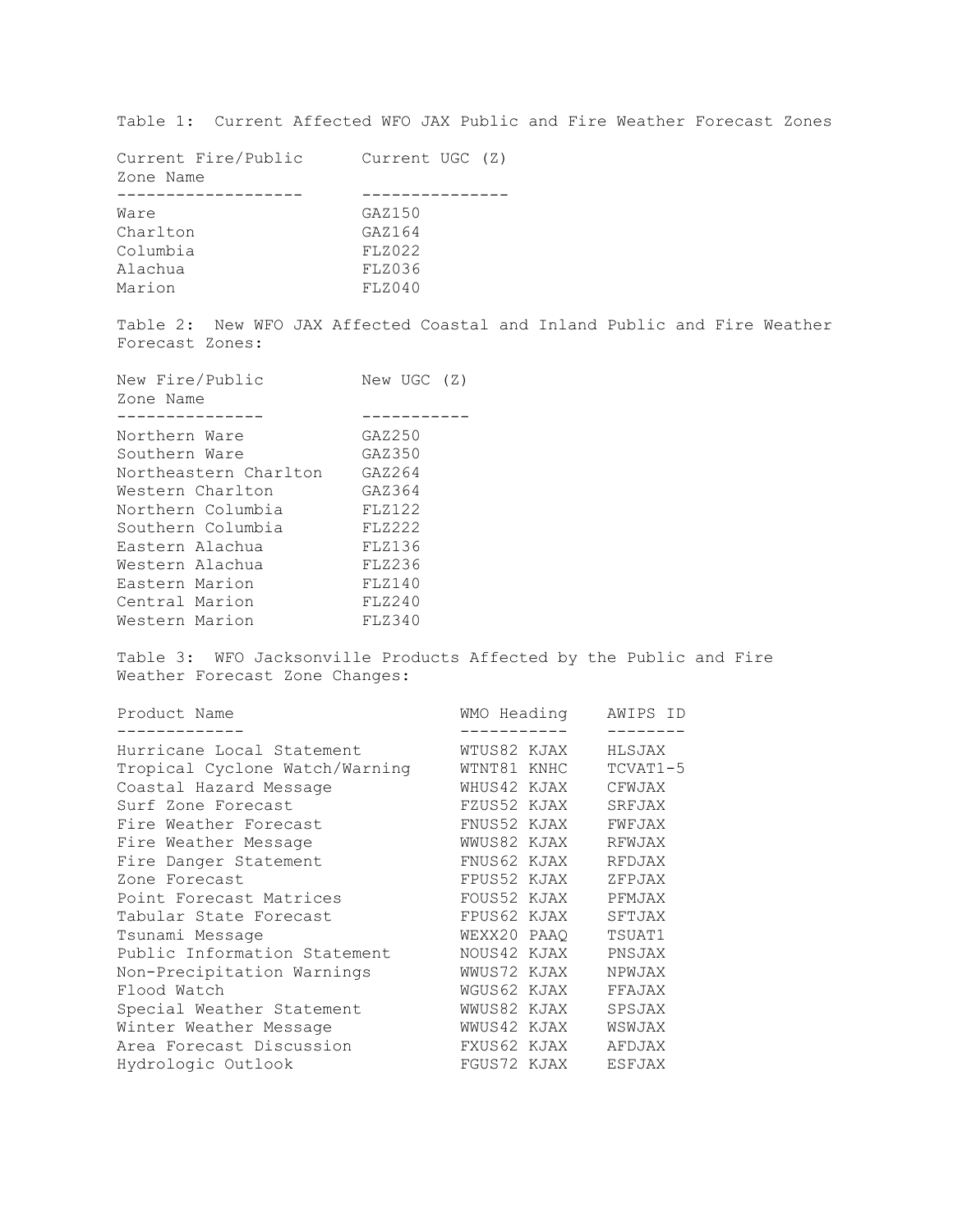Table 1: Current Affected WFO JAX Public and Fire Weather Forecast Zones

| Current Fire/Public Zone Name | Current UGC (Z) |
| --- | --- |
| Ware | GAZ150 |
| Charlton | GAZ164 |
| Columbia | FLZ022 |
| Alachua | FLZ036 |
| Marion | FLZ040 |

Table 2: New WFO JAX Affected Coastal and Inland Public and Fire Weather Forecast Zones:

| New Fire/Public Zone Name | New UGC (Z) |
| --- | --- |
| Northern Ware | GAZ250 |
| Southern Ware | GAZ350 |
| Northeastern Charlton | GAZ264 |
| Western Charlton | GAZ364 |
| Northern Columbia | FLZ122 |
| Southern Columbia | FLZ222 |
| Eastern Alachua | FLZ136 |
| Western Alachua | FLZ236 |
| Eastern Marion | FLZ140 |
| Central Marion | FLZ240 |
| Western Marion | FLZ340 |

Table 3: WFO Jacksonville Products Affected by the Public and Fire Weather Forecast Zone Changes:

| Product Name | WMO Heading | AWIPS ID |
| --- | --- | --- |
| Hurricane Local Statement | WTUS82 KJAX | HLSJAX |
| Tropical Cyclone Watch/Warning | WTNT81 KNHC | TCVAT1-5 |
| Coastal Hazard Message | WHUS42 KJAX | CFWJAX |
| Surf Zone Forecast | FZUS52 KJAX | SRFJAX |
| Fire Weather Forecast | FNUS52 KJAX | FWFJAX |
| Fire Weather Message | WWUS82 KJAX | RFWJAX |
| Fire Danger Statement | FNUS62 KJAX | RFDJAX |
| Zone Forecast | FPUS52 KJAX | ZFPJAX |
| Point Forecast Matrices | FOUS52 KJAX | PFMJAX |
| Tabular State Forecast | FPUS62 KJAX | SFTJAX |
| Tsunami Message | WEXX20 PAAQ | TSUAT1 |
| Public Information Statement | NOUS42 KJAX | PNSJAX |
| Non-Precipitation Warnings | WWUS72 KJAX | NPWJAX |
| Flood Watch | WGUS62 KJAX | FFAJAX |
| Special Weather Statement | WWUS82 KJAX | SPSJAX |
| Winter Weather Message | WWUS42 KJAX | WSWJAX |
| Area Forecast Discussion | FXUS62 KJAX | AFDJAX |
| Hydrologic Outlook | FGUS72 KJAX | ESFJAX |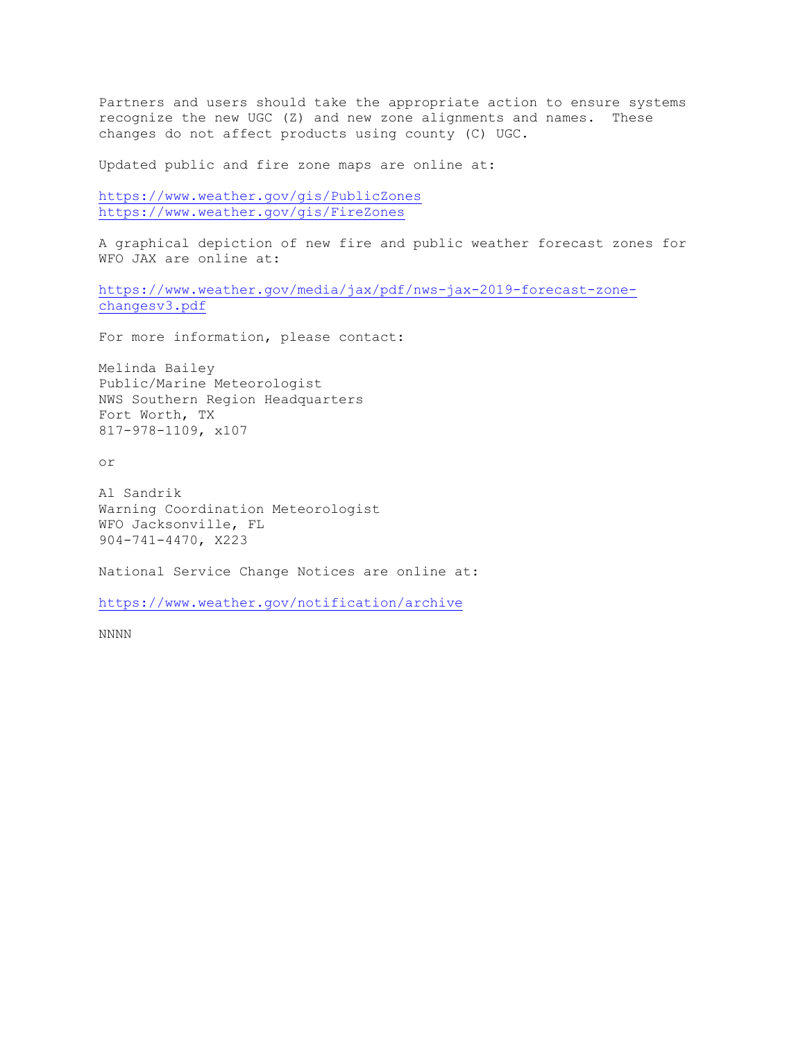Partners and users should take the appropriate action to ensure systems recognize the new UGC (Z) and new zone alignments and names. These changes do not affect products using county (C) UGC.

Updated public and fire zone maps are online at:

https://www.weather.gov/gis/PublicZones
https://www.weather.gov/gis/FireZones

A graphical depiction of new fire and public weather forecast zones for WFO JAX are online at:

https://www.weather.gov/media/jax/pdf/nws-jax-2019-forecast-zone-changesv3.pdf

For more information, please contact:

Melinda Bailey
Public/Marine Meteorologist
NWS Southern Region Headquarters
Fort Worth, TX
817-978-1109, x107

or

Al Sandrik
Warning Coordination Meteorologist
WFO Jacksonville, FL
904-741-4470, X223

National Service Change Notices are online at:

https://www.weather.gov/notification/archive

NNNN